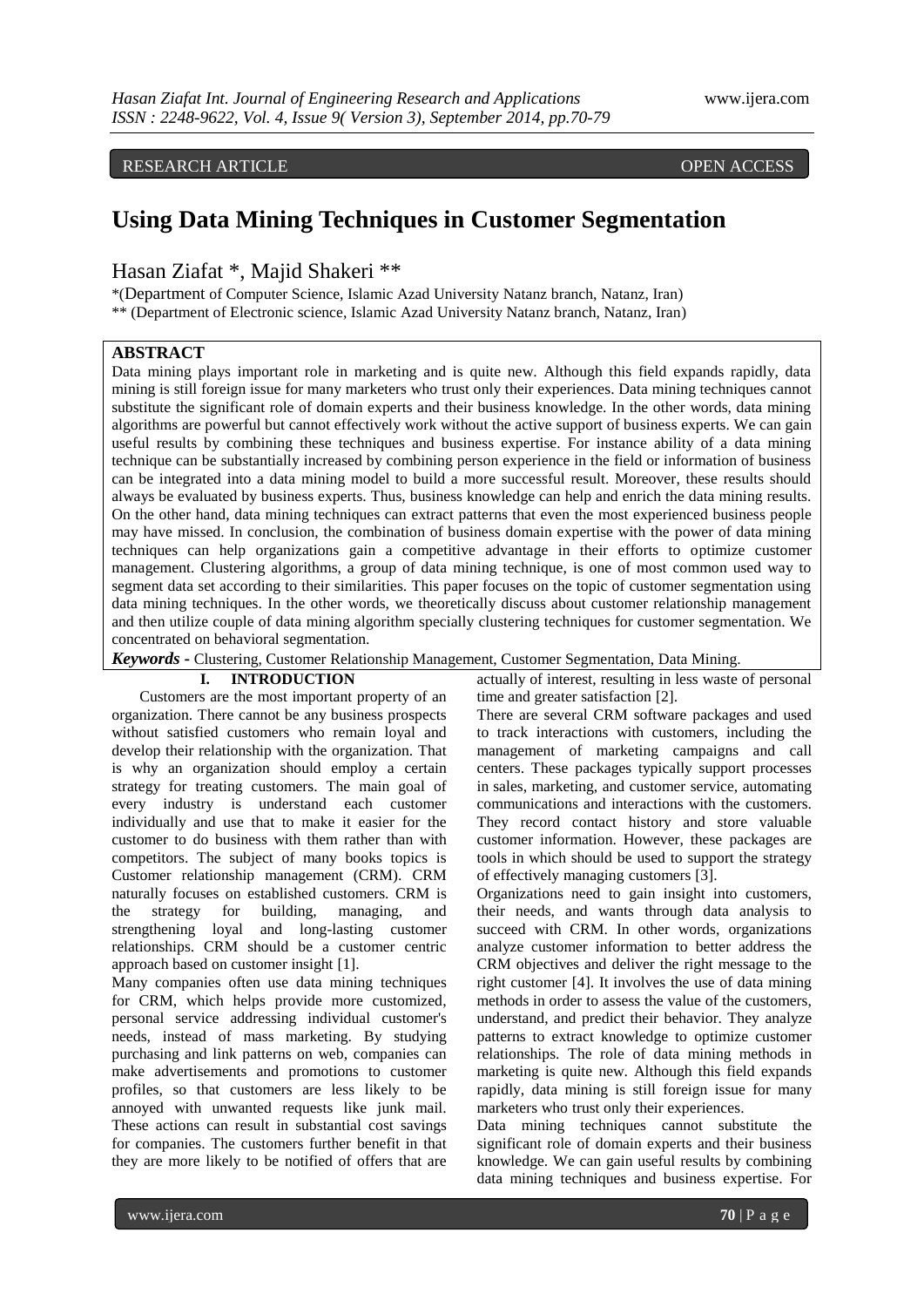RESEARCH ARTICLE OPEN ACCESS

# Using Data Mining Techniques in Customer Segmentation

Hasan Ziafat *, Majid Shakeri **

*(Department of Computer Science, Islamic Azad University Natanz branch, Natanz, Iran)
** (Department of Electronic science, Islamic Azad University Natanz branch, Natanz, Iran)

## ABSTRACT

Data mining plays important role in marketing and is quite new. Although this field expands rapidly, data mining is still foreign issue for many marketers who trust only their experiences. Data mining techniques cannot substitute the significant role of domain experts and their business knowledge. In the other words, data mining algorithms are powerful but cannot effectively work without the active support of business experts. We can gain useful results by combining these techniques and business expertise. For instance ability of a data mining technique can be substantially increased by combining person experience in the field or information of business can be integrated into a data mining model to build a more successful result. Moreover, these results should always be evaluated by business experts. Thus, business knowledge can help and enrich the data mining results. On the other hand, data mining techniques can extract patterns that even the most experienced business people may have missed. In conclusion, the combination of business domain expertise with the power of data mining techniques can help organizations gain a competitive advantage in their efforts to optimize customer management. Clustering algorithms, a group of data mining technique, is one of most common used way to segment data set according to their similarities. This paper focuses on the topic of customer segmentation using data mining techniques. In the other words, we theoretically discuss about customer relationship management and then utilize couple of data mining algorithm specially clustering techniques for customer segmentation. We concentrated on behavioral segmentation.

***Keywords*** **-** Clustering, Customer Relationship Management, Customer Segmentation, Data Mining.

## I. INTRODUCTION

Customers are the most important property of an organization. There cannot be any business prospects without satisfied customers who remain loyal and develop their relationship with the organization. That is why an organization should employ a certain strategy for treating customers. The main goal of every industry is understand each customer individually and use that to make it easier for the customer to do business with them rather than with competitors. The subject of many books topics is Customer relationship management (CRM). CRM naturally focuses on established customers. CRM is the strategy for building, managing, and strengthening loyal and long-lasting customer relationships. CRM should be a customer centric approach based on customer insight [1].

Many companies often use data mining techniques for CRM, which helps provide more customized, personal service addressing individual customer's needs, instead of mass marketing. By studying purchasing and link patterns on web, companies can make advertisements and promotions to customer profiles, so that customers are less likely to be annoyed with unwanted requests like junk mail. These actions can result in substantial cost savings for companies. The customers further benefit in that they are more likely to be notified of offers that are actually of interest, resulting in less waste of personal time and greater satisfaction [2].

There are several CRM software packages and used to track interactions with customers, including the management of marketing campaigns and call centers. These packages typically support processes in sales, marketing, and customer service, automating communications and interactions with the customers. They record contact history and store valuable customer information. However, these packages are tools in which should be used to support the strategy of effectively managing customers [3].

Organizations need to gain insight into customers, their needs, and wants through data analysis to succeed with CRM. In other words, organizations analyze customer information to better address the CRM objectives and deliver the right message to the right customer [4]. It involves the use of data mining methods in order to assess the value of the customers, understand, and predict their behavior. They analyze patterns to extract knowledge to optimize customer relationships. The role of data mining methods in marketing is quite new. Although this field expands rapidly, data mining is still foreign issue for many marketers who trust only their experiences.

Data mining techniques cannot substitute the significant role of domain experts and their business knowledge. We can gain useful results by combining data mining techniques and business expertise. For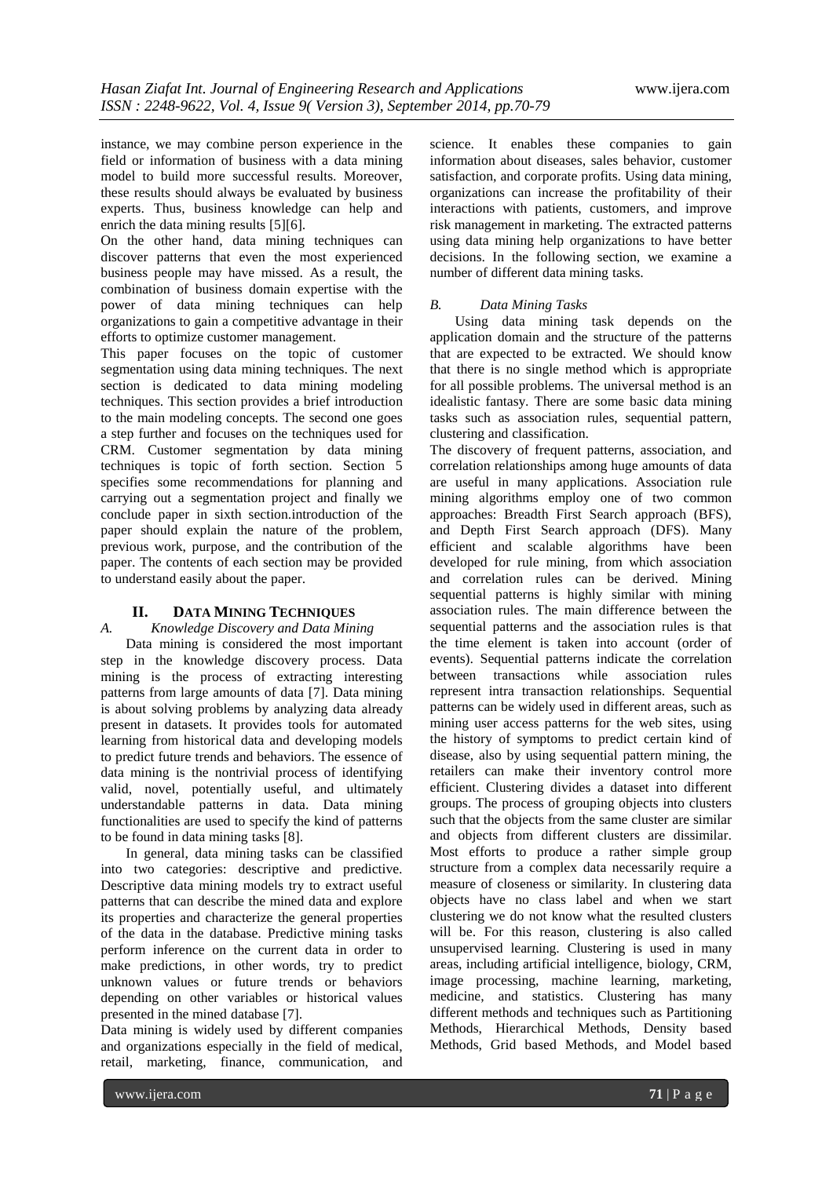instance, we may combine person experience in the field or information of business with a data mining model to build more successful results. Moreover, these results should always be evaluated by business experts. Thus, business knowledge can help and enrich the data mining results [5][6].

On the other hand, data mining techniques can discover patterns that even the most experienced business people may have missed. As a result, the combination of business domain expertise with the power of data mining techniques can help organizations to gain a competitive advantage in their efforts to optimize customer management.

This paper focuses on the topic of customer segmentation using data mining techniques. The next section is dedicated to data mining modeling techniques. This section provides a brief introduction to the main modeling concepts. The second one goes a step further and focuses on the techniques used for CRM. Customer segmentation by data mining techniques is topic of forth section. Section 5 specifies some recommendations for planning and carrying out a segmentation project and finally we conclude paper in sixth section.introduction of the paper should explain the nature of the problem, previous work, purpose, and the contribution of the paper. The contents of each section may be provided to understand easily about the paper.

## II. Data Mining Techniques

### *A. Knowledge Discovery and Data Mining*

Data mining is considered the most important step in the knowledge discovery process. Data mining is the process of extracting interesting patterns from large amounts of data [7]. Data mining is about solving problems by analyzing data already present in datasets. It provides tools for automated learning from historical data and developing models to predict future trends and behaviors. The essence of data mining is the nontrivial process of identifying valid, novel, potentially useful, and ultimately understandable patterns in data. Data mining functionalities are used to specify the kind of patterns to be found in data mining tasks [8].

In general, data mining tasks can be classified into two categories: descriptive and predictive. Descriptive data mining models try to extract useful patterns that can describe the mined data and explore its properties and characterize the general properties of the data in the database. Predictive mining tasks perform inference on the current data in order to make predictions, in other words, try to predict unknown values or future trends or behaviors depending on other variables or historical values presented in the mined database [7].

Data mining is widely used by different companies and organizations especially in the field of medical, retail, marketing, finance, communication, and science. It enables these companies to gain information about diseases, sales behavior, customer satisfaction, and corporate profits. Using data mining, organizations can increase the profitability of their interactions with patients, customers, and improve risk management in marketing. The extracted patterns using data mining help organizations to have better decisions. In the following section, we examine a number of different data mining tasks.

### *B. Data Mining Tasks*

Using data mining task depends on the application domain and the structure of the patterns that are expected to be extracted. We should know that there is no single method which is appropriate for all possible problems. The universal method is an idealistic fantasy. There are some basic data mining tasks such as association rules, sequential pattern, clustering and classification.

The discovery of frequent patterns, association, and correlation relationships among huge amounts of data are useful in many applications. Association rule mining algorithms employ one of two common approaches: Breadth First Search approach (BFS), and Depth First Search approach (DFS). Many efficient and scalable algorithms have been developed for rule mining, from which association and correlation rules can be derived. Mining sequential patterns is highly similar with mining association rules. The main difference between the sequential patterns and the association rules is that the time element is taken into account (order of events). Sequential patterns indicate the correlation between transactions while association rules represent intra transaction relationships. Sequential patterns can be widely used in different areas, such as mining user access patterns for the web sites, using the history of symptoms to predict certain kind of disease, also by using sequential pattern mining, the retailers can make their inventory control more efficient. Clustering divides a dataset into different groups. The process of grouping objects into clusters such that the objects from the same cluster are similar and objects from different clusters are dissimilar. Most efforts to produce a rather simple group structure from a complex data necessarily require a measure of closeness or similarity. In clustering data objects have no class label and when we start clustering we do not know what the resulted clusters will be. For this reason, clustering is also called unsupervised learning. Clustering is used in many areas, including artificial intelligence, biology, CRM, image processing, machine learning, marketing, medicine, and statistics. Clustering has many different methods and techniques such as Partitioning Methods, Hierarchical Methods, Density based Methods, Grid based Methods, and Model based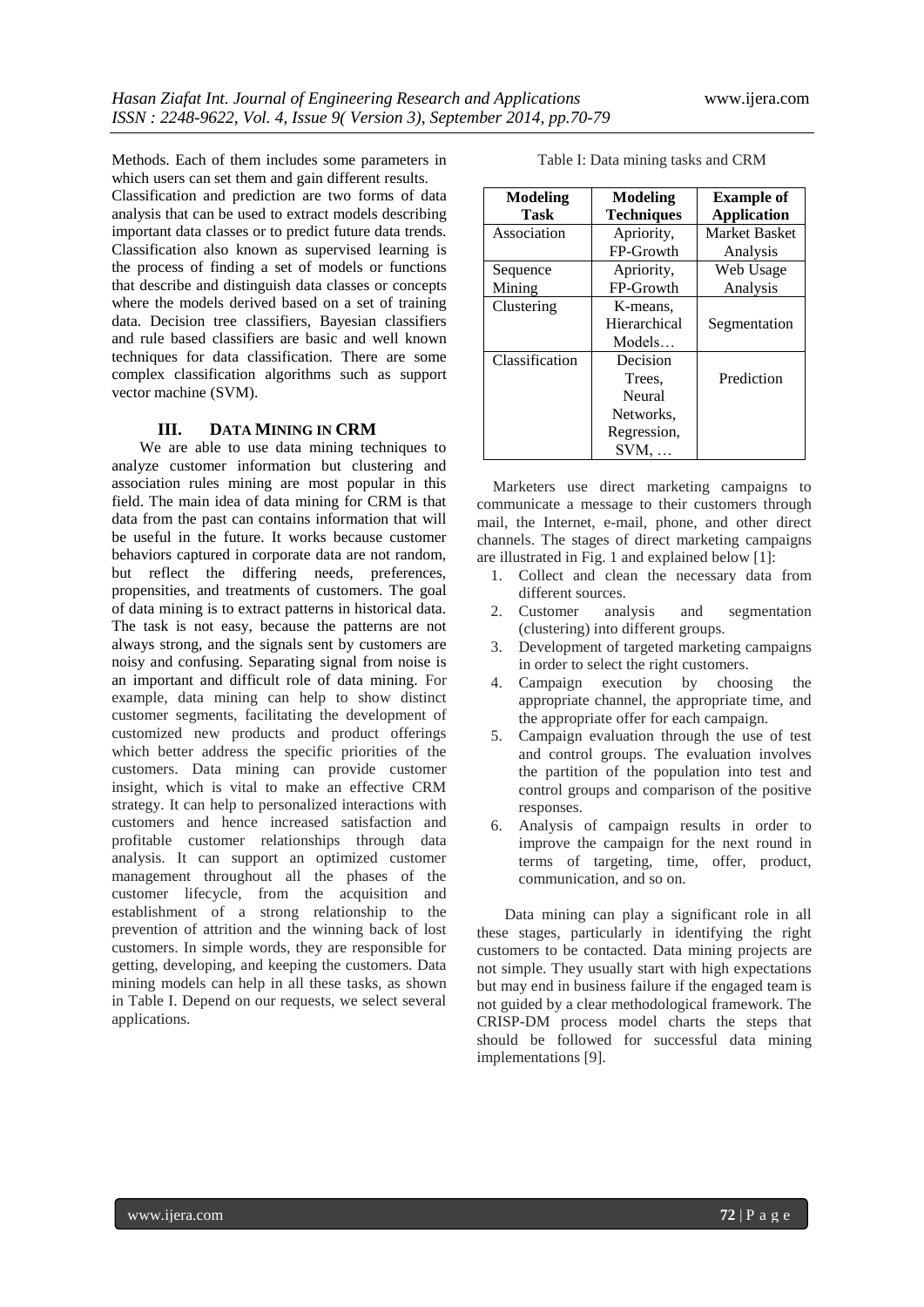Methods. Each of them includes some parameters in which users can set them and gain different results.

Classification and prediction are two forms of data analysis that can be used to extract models describing important data classes or to predict future data trends. Classification also known as supervised learning is the process of finding a set of models or functions that describe and distinguish data classes or concepts where the models derived based on a set of training data. Decision tree classifiers, Bayesian classifiers and rule based classifiers are basic and well known techniques for data classification. There are some complex classification algorithms such as support vector machine (SVM).

## III. DATA MINING IN CRM

We are able to use data mining techniques to analyze customer information but clustering and association rules mining are most popular in this field. The main idea of data mining for CRM is that data from the past can contains information that will be useful in the future. It works because customer behaviors captured in corporate data are not random, but reflect the differing needs, preferences, propensities, and treatments of customers. The goal of data mining is to extract patterns in historical data. The task is not easy, because the patterns are not always strong, and the signals sent by customers are noisy and confusing. Separating signal from noise is an important and difficult role of data mining. For example, data mining can help to show distinct customer segments, facilitating the development of customized new products and product offerings which better address the specific priorities of the customers. Data mining can provide customer insight, which is vital to make an effective CRM strategy. It can help to personalized interactions with customers and hence increased satisfaction and profitable customer relationships through data analysis. It can support an optimized customer management throughout all the phases of the customer lifecycle, from the acquisition and establishment of a strong relationship to the prevention of attrition and the winning back of lost customers. In simple words, they are responsible for getting, developing, and keeping the customers. Data mining models can help in all these tasks, as shown in Table I. Depend on our requests, we select several applications.

Table I: Data mining tasks and CRM

| Modeling Task | Modeling Techniques | Example of Application |
|---|---|---|
| Association | Apriority, FP-Growth | Market Basket Analysis |
| Sequence Mining | Apriority, FP-Growth | Web Usage Analysis |
| Clustering | K-means, Hierarchical Models… | Segmentation |
| Classification | Decision Trees, Neural Networks, Regression, SVM, … | Prediction |

Marketers use direct marketing campaigns to communicate a message to their customers through mail, the Internet, e-mail, phone, and other direct channels. The stages of direct marketing campaigns are illustrated in Fig. 1 and explained below [1]:

1. Collect and clean the necessary data from different sources.
2. Customer analysis and segmentation (clustering) into different groups.
3. Development of targeted marketing campaigns in order to select the right customers.
4. Campaign execution by choosing the appropriate channel, the appropriate time, and the appropriate offer for each campaign.
5. Campaign evaluation through the use of test and control groups. The evaluation involves the partition of the population into test and control groups and comparison of the positive responses.
6. Analysis of campaign results in order to improve the campaign for the next round in terms of targeting, time, offer, product, communication, and so on.

Data mining can play a significant role in all these stages, particularly in identifying the right customers to be contacted. Data mining projects are not simple. They usually start with high expectations but may end in business failure if the engaged team is not guided by a clear methodological framework. The CRISP-DM process model charts the steps that should be followed for successful data mining implementations [9].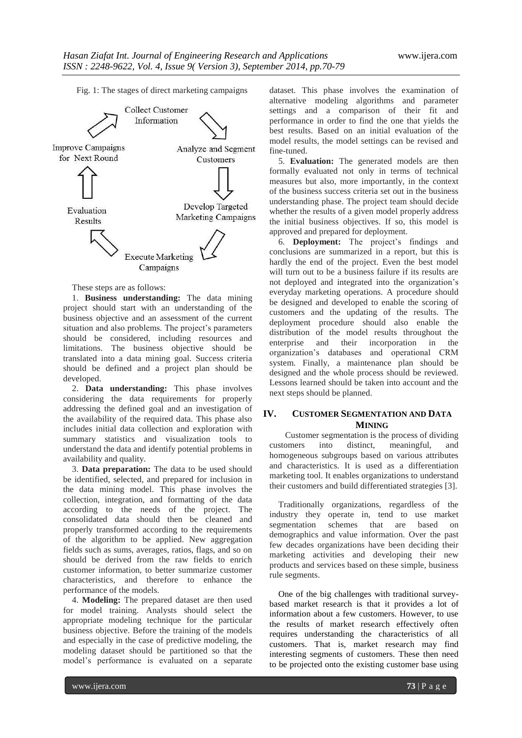Fig. 1: The stages of direct marketing campaigns

Collect Customer Information

Analyze and Segment Customers

Develop Targeted Marketing Campaigns

Execute Marketing Campaigns

Evaluation Results

Improve Campaigns for Next Round

These steps are as follows:

1. **Business understanding:** The data mining project should start with an understanding of the business objective and an assessment of the current situation and also problems. The project's parameters should be considered, including resources and limitations. The business objective should be translated into a data mining goal. Success criteria should be defined and a project plan should be developed.

2. **Data understanding:** This phase involves considering the data requirements for properly addressing the defined goal and an investigation of the availability of the required data. This phase also includes initial data collection and exploration with summary statistics and visualization tools to understand the data and identify potential problems in availability and quality.

3. **Data preparation:** The data to be used should be identified, selected, and prepared for inclusion in the data mining model. This phase involves the collection, integration, and formatting of the data according to the needs of the project. The consolidated data should then be cleaned and properly transformed according to the requirements of the algorithm to be applied. New aggregation fields such as sums, averages, ratios, flags, and so on should be derived from the raw fields to enrich customer information, to better summarize customer characteristics, and therefore to enhance the performance of the models.

4. **Modeling:** The prepared dataset are then used for model training. Analysts should select the appropriate modeling technique for the particular business objective. Before the training of the models and especially in the case of predictive modeling, the modeling dataset should be partitioned so that the model's performance is evaluated on a separate dataset. This phase involves the examination of alternative modeling algorithms and parameter settings and a comparison of their fit and performance in order to find the one that yields the best results. Based on an initial evaluation of the model results, the model settings can be revised and fine-tuned.

5. **Evaluation:** The generated models are then formally evaluated not only in terms of technical measures but also, more importantly, in the context of the business success criteria set out in the business understanding phase. The project team should decide whether the results of a given model properly address the initial business objectives. If so, this model is approved and prepared for deployment.

6. **Deployment:** The project's findings and conclusions are summarized in a report, but this is hardly the end of the project. Even the best model will turn out to be a business failure if its results are not deployed and integrated into the organization's everyday marketing operations. A procedure should be designed and developed to enable the scoring of customers and the updating of the results. The deployment procedure should also enable the distribution of the model results throughout the enterprise and their incorporation in the organization's databases and operational CRM system. Finally, a maintenance plan should be designed and the whole process should be reviewed. Lessons learned should be taken into account and the next steps should be planned.

## IV. CUSTOMER SEGMENTATION AND DATA MINING

Customer segmentation is the process of dividing customers into distinct, meaningful, and homogeneous subgroups based on various attributes and characteristics. It is used as a differentiation marketing tool. It enables organizations to understand their customers and build differentiated strategies [3].

Traditionally organizations, regardless of the industry they operate in, tend to use market segmentation schemes that are based on demographics and value information. Over the past few decades organizations have been deciding their marketing activities and developing their new products and services based on these simple, business rule segments.

One of the big challenges with traditional survey-based market research is that it provides a lot of information about a few customers. However, to use the results of market research effectively often requires understanding the characteristics of all customers. That is, market research may find interesting segments of customers. These then need to be projected onto the existing customer base using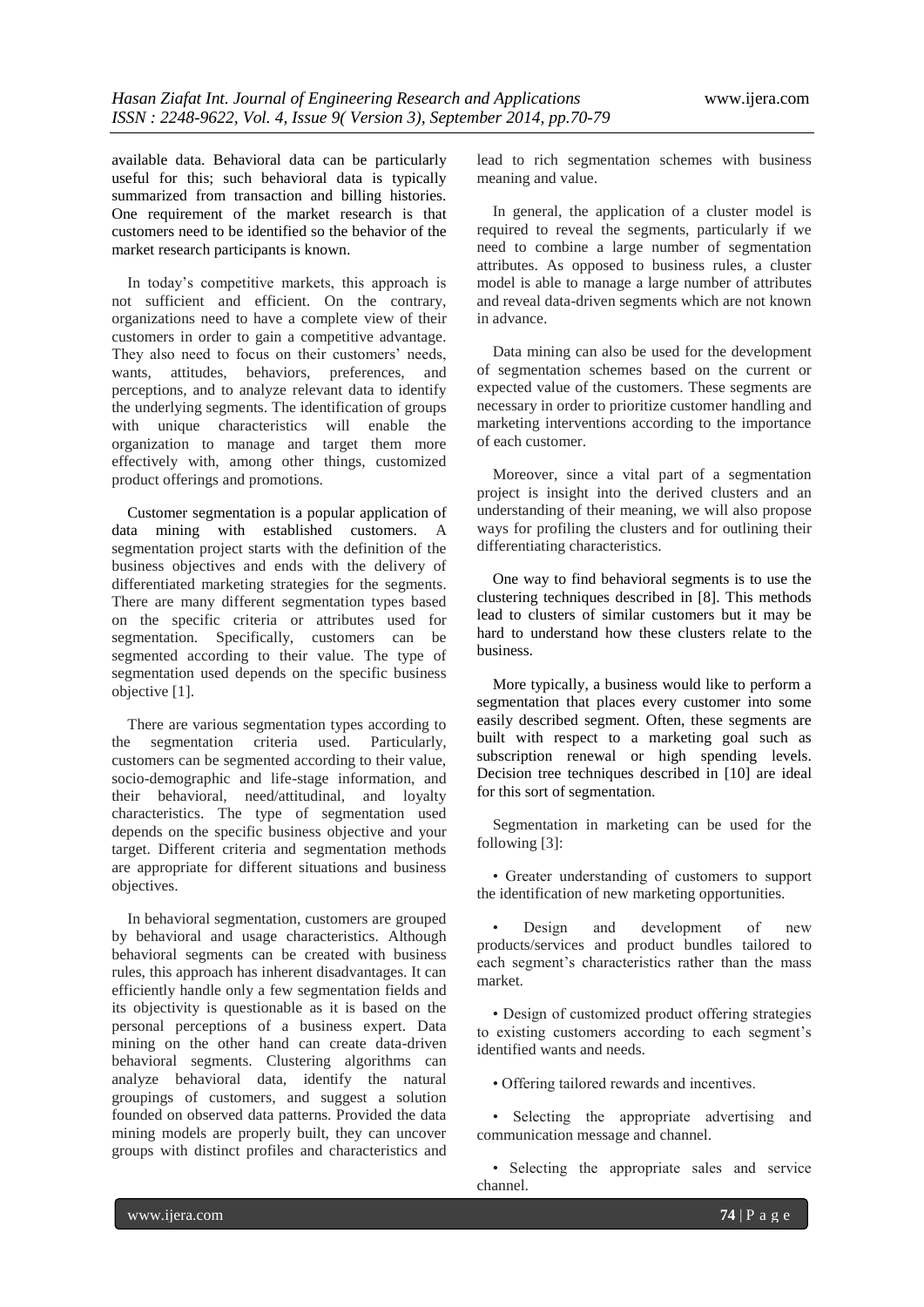available data. Behavioral data can be particularly useful for this; such behavioral data is typically summarized from transaction and billing histories. One requirement of the market research is that customers need to be identified so the behavior of the market research participants is known.

In today's competitive markets, this approach is not sufficient and efficient. On the contrary, organizations need to have a complete view of their customers in order to gain a competitive advantage. They also need to focus on their customers' needs, wants, attitudes, behaviors, preferences, and perceptions, and to analyze relevant data to identify the underlying segments. The identification of groups with unique characteristics will enable the organization to manage and target them more effectively with, among other things, customized product offerings and promotions.

Customer segmentation is a popular application of data mining with established customers. A segmentation project starts with the definition of the business objectives and ends with the delivery of differentiated marketing strategies for the segments. There are many different segmentation types based on the specific criteria or attributes used for segmentation. Specifically, customers can be segmented according to their value. The type of segmentation used depends on the specific business objective [1].

There are various segmentation types according to the segmentation criteria used. Particularly, customers can be segmented according to their value, socio-demographic and life-stage information, and their behavioral, need/attitudinal, and loyalty characteristics. The type of segmentation used depends on the specific business objective and your target. Different criteria and segmentation methods are appropriate for different situations and business objectives.

In behavioral segmentation, customers are grouped by behavioral and usage characteristics. Although behavioral segments can be created with business rules, this approach has inherent disadvantages. It can efficiently handle only a few segmentation fields and its objectivity is questionable as it is based on the personal perceptions of a business expert. Data mining on the other hand can create data-driven behavioral segments. Clustering algorithms can analyze behavioral data, identify the natural groupings of customers, and suggest a solution founded on observed data patterns. Provided the data mining models are properly built, they can uncover groups with distinct profiles and characteristics and lead to rich segmentation schemes with business meaning and value.

In general, the application of a cluster model is required to reveal the segments, particularly if we need to combine a large number of segmentation attributes. As opposed to business rules, a cluster model is able to manage a large number of attributes and reveal data-driven segments which are not known in advance.

Data mining can also be used for the development of segmentation schemes based on the current or expected value of the customers. These segments are necessary in order to prioritize customer handling and marketing interventions according to the importance of each customer.

Moreover, since a vital part of a segmentation project is insight into the derived clusters and an understanding of their meaning, we will also propose ways for profiling the clusters and for outlining their differentiating characteristics.

One way to find behavioral segments is to use the clustering techniques described in [8]. This methods lead to clusters of similar customers but it may be hard to understand how these clusters relate to the business.

More typically, a business would like to perform a segmentation that places every customer into some easily described segment. Often, these segments are built with respect to a marketing goal such as subscription renewal or high spending levels. Decision tree techniques described in [10] are ideal for this sort of segmentation.

Segmentation in marketing can be used for the following [3]:

• Greater understanding of customers to support the identification of new marketing opportunities.

• Design and development of new products/services and product bundles tailored to each segment's characteristics rather than the mass market.

• Design of customized product offering strategies to existing customers according to each segment's identified wants and needs.

• Offering tailored rewards and incentives.

• Selecting the appropriate advertising and communication message and channel.

• Selecting the appropriate sales and service channel.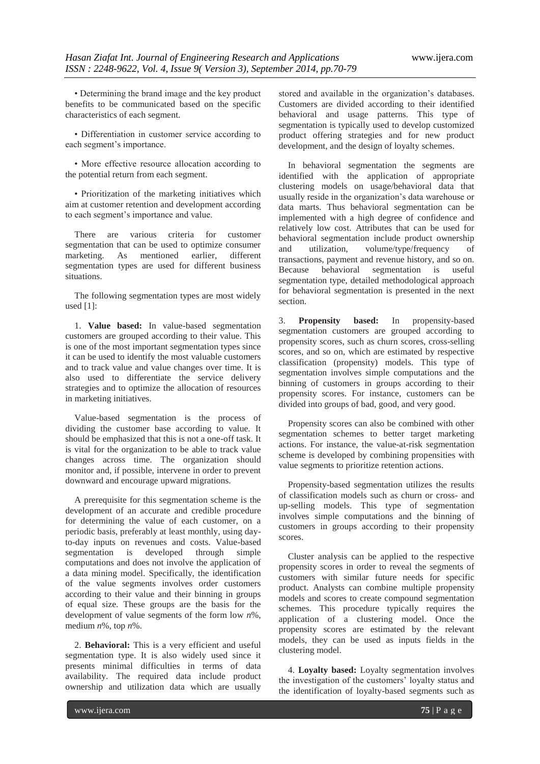• Determining the brand image and the key product benefits to be communicated based on the specific characteristics of each segment.

• Differentiation in customer service according to each segment's importance.

• More effective resource allocation according to the potential return from each segment.

• Prioritization of the marketing initiatives which aim at customer retention and development according to each segment's importance and value.

There are various criteria for customer segmentation that can be used to optimize consumer marketing. As mentioned earlier, different segmentation types are used for different business situations.

The following segmentation types are most widely used [1]:

1. **Value based:** In value-based segmentation customers are grouped according to their value. This is one of the most important segmentation types since it can be used to identify the most valuable customers and to track value and value changes over time. It is also used to differentiate the service delivery strategies and to optimize the allocation of resources in marketing initiatives.

Value-based segmentation is the process of dividing the customer base according to value. It should be emphasized that this is not a one-off task. It is vital for the organization to be able to track value changes across time. The organization should monitor and, if possible, intervene in order to prevent downward and encourage upward migrations.

A prerequisite for this segmentation scheme is the development of an accurate and credible procedure for determining the value of each customer, on a periodic basis, preferably at least monthly, using day-to-day inputs on revenues and costs. Value-based segmentation is developed through simple computations and does not involve the application of a data mining model. Specifically, the identification of the value segments involves order customers according to their value and their binning in groups of equal size. These groups are the basis for the development of value segments of the form low *n*%, medium *n*%, top *n*%.

2. **Behavioral:** This is a very efficient and useful segmentation type. It is also widely used since it presents minimal difficulties in terms of data availability. The required data include product ownership and utilization data which are usually stored and available in the organization's databases. Customers are divided according to their identified behavioral and usage patterns. This type of segmentation is typically used to develop customized product offering strategies and for new product development, and the design of loyalty schemes.

In behavioral segmentation the segments are identified with the application of appropriate clustering models on usage/behavioral data that usually reside in the organization's data warehouse or data marts. Thus behavioral segmentation can be implemented with a high degree of confidence and relatively low cost. Attributes that can be used for behavioral segmentation include product ownership and utilization, volume/type/frequency of transactions, payment and revenue history, and so on. Because behavioral segmentation is useful segmentation type, detailed methodological approach for behavioral segmentation is presented in the next section.

3. **Propensity based:** In propensity-based segmentation customers are grouped according to propensity scores, such as churn scores, cross-selling scores, and so on, which are estimated by respective classification (propensity) models. This type of segmentation involves simple computations and the binning of customers in groups according to their propensity scores. For instance, customers can be divided into groups of bad, good, and very good.

Propensity scores can also be combined with other segmentation schemes to better target marketing actions. For instance, the value-at-risk segmentation scheme is developed by combining propensities with value segments to prioritize retention actions.

Propensity-based segmentation utilizes the results of classification models such as churn or cross- and up-selling models. This type of segmentation involves simple computations and the binning of customers in groups according to their propensity scores.

Cluster analysis can be applied to the respective propensity scores in order to reveal the segments of customers with similar future needs for specific product. Analysts can combine multiple propensity models and scores to create compound segmentation schemes. This procedure typically requires the application of a clustering model. Once the propensity scores are estimated by the relevant models, they can be used as inputs fields in the clustering model.

4. **Loyalty based:** Loyalty segmentation involves the investigation of the customers' loyalty status and the identification of loyalty-based segments such as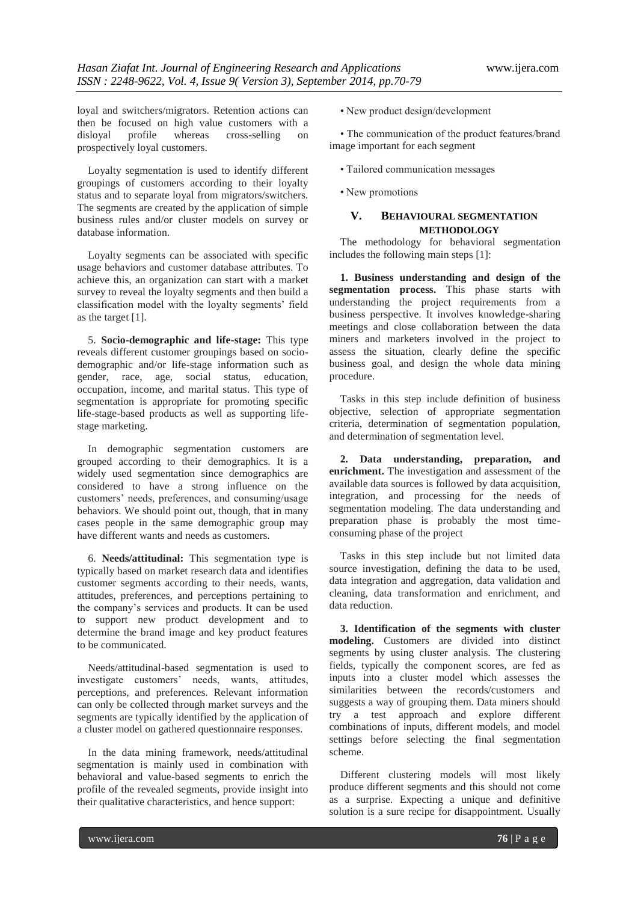loyal and switchers/migrators. Retention actions can then be focused on high value customers with a disloyal profile whereas cross-selling on prospectively loyal customers.

Loyalty segmentation is used to identify different groupings of customers according to their loyalty status and to separate loyal from migrators/switchers. The segments are created by the application of simple business rules and/or cluster models on survey or database information.

Loyalty segments can be associated with specific usage behaviors and customer database attributes. To achieve this, an organization can start with a market survey to reveal the loyalty segments and then build a classification model with the loyalty segments' field as the target [1].

5. **Socio-demographic and life-stage:** This type reveals different customer groupings based on socio-demographic and/or life-stage information such as gender, race, age, social status, education, occupation, income, and marital status. This type of segmentation is appropriate for promoting specific life-stage-based products as well as supporting life-stage marketing.

In demographic segmentation customers are grouped according to their demographics. It is a widely used segmentation since demographics are considered to have a strong influence on the customers' needs, preferences, and consuming/usage behaviors. We should point out, though, that in many cases people in the same demographic group may have different wants and needs as customers.

6. **Needs/attitudinal:** This segmentation type is typically based on market research data and identifies customer segments according to their needs, wants, attitudes, preferences, and perceptions pertaining to the company's services and products. It can be used to support new product development and to determine the brand image and key product features to be communicated.

Needs/attitudinal-based segmentation is used to investigate customers' needs, wants, attitudes, perceptions, and preferences. Relevant information can only be collected through market surveys and the segments are typically identified by the application of a cluster model on gathered questionnaire responses.

In the data mining framework, needs/attitudinal segmentation is mainly used in combination with behavioral and value-based segments to enrich the profile of the revealed segments, provide insight into their qualitative characteristics, and hence support:

- New product design/development
- The communication of the product features/brand image important for each segment
- Tailored communication messages
- New promotions

## V. BEHAVIOURAL SEGMENTATION METHODOLOGY

The methodology for behavioral segmentation includes the following main steps [1]:

**1. Business understanding and design of the segmentation process.** This phase starts with understanding the project requirements from a business perspective. It involves knowledge-sharing meetings and close collaboration between the data miners and marketers involved in the project to assess the situation, clearly define the specific business goal, and design the whole data mining procedure.

Tasks in this step include definition of business objective, selection of appropriate segmentation criteria, determination of segmentation population, and determination of segmentation level.

**2. Data understanding, preparation, and enrichment.** The investigation and assessment of the available data sources is followed by data acquisition, integration, and processing for the needs of segmentation modeling. The data understanding and preparation phase is probably the most time-consuming phase of the project

Tasks in this step include but not limited data source investigation, defining the data to be used, data integration and aggregation, data validation and cleaning, data transformation and enrichment, and data reduction.

**3. Identification of the segments with cluster modeling.** Customers are divided into distinct segments by using cluster analysis. The clustering fields, typically the component scores, are fed as inputs into a cluster model which assesses the similarities between the records/customers and suggests a way of grouping them. Data miners should try a test approach and explore different combinations of inputs, different models, and model settings before selecting the final segmentation scheme.

Different clustering models will most likely produce different segments and this should not come as a surprise. Expecting a unique and definitive solution is a sure recipe for disappointment. Usually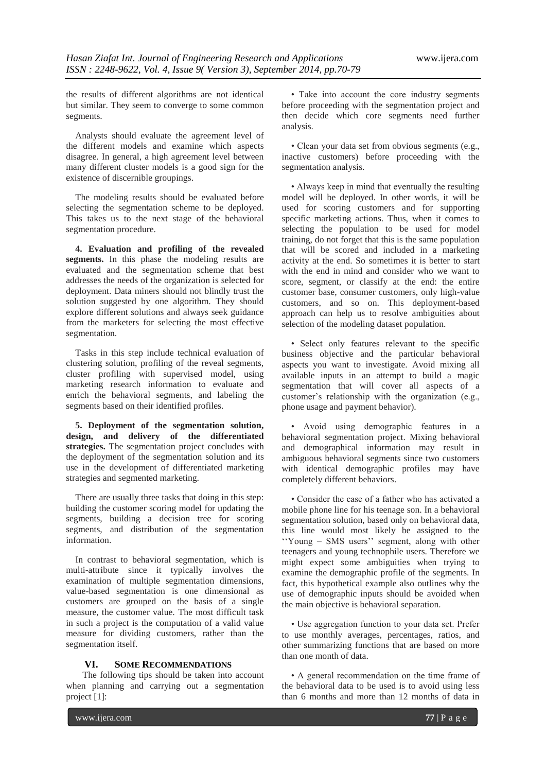the results of different algorithms are not identical but similar. They seem to converge to some common segments.

Analysts should evaluate the agreement level of the different models and examine which aspects disagree. In general, a high agreement level between many different cluster models is a good sign for the existence of discernible groupings.

The modeling results should be evaluated before selecting the segmentation scheme to be deployed. This takes us to the next stage of the behavioral segmentation procedure.

**4. Evaluation and profiling of the revealed segments.** In this phase the modeling results are evaluated and the segmentation scheme that best addresses the needs of the organization is selected for deployment. Data miners should not blindly trust the solution suggested by one algorithm. They should explore different solutions and always seek guidance from the marketers for selecting the most effective segmentation.

Tasks in this step include technical evaluation of clustering solution, profiling of the reveal segments, cluster profiling with supervised model, using marketing research information to evaluate and enrich the behavioral segments, and labeling the segments based on their identified profiles.

**5. Deployment of the segmentation solution, design, and delivery of the differentiated strategies.** The segmentation project concludes with the deployment of the segmentation solution and its use in the development of differentiated marketing strategies and segmented marketing.

There are usually three tasks that doing in this step: building the customer scoring model for updating the segments, building a decision tree for scoring segments, and distribution of the segmentation information.

In contrast to behavioral segmentation, which is multi-attribute since it typically involves the examination of multiple segmentation dimensions, value-based segmentation is one dimensional as customers are grouped on the basis of a single measure, the customer value. The most difficult task in such a project is the computation of a valid value measure for dividing customers, rather than the segmentation itself.

## VI. Some Recommendations

The following tips should be taken into account when planning and carrying out a segmentation project [1]:

- Take into account the core industry segments before proceeding with the segmentation project and then decide which core segments need further analysis.

- Clean your data set from obvious segments (e.g., inactive customers) before proceeding with the segmentation analysis.

- Always keep in mind that eventually the resulting model will be deployed. In other words, it will be used for scoring customers and for supporting specific marketing actions. Thus, when it comes to selecting the population to be used for model training, do not forget that this is the same population that will be scored and included in a marketing activity at the end. So sometimes it is better to start with the end in mind and consider who we want to score, segment, or classify at the end: the entire customer base, consumer customers, only high-value customers, and so on. This deployment-based approach can help us to resolve ambiguities about selection of the modeling dataset population.

- Select only features relevant to the specific business objective and the particular behavioral aspects you want to investigate. Avoid mixing all available inputs in an attempt to build a magic segmentation that will cover all aspects of a customer's relationship with the organization (e.g., phone usage and payment behavior).

- Avoid using demographic features in a behavioral segmentation project. Mixing behavioral and demographical information may result in ambiguous behavioral segments since two customers with identical demographic profiles may have completely different behaviors.

- Consider the case of a father who has activated a mobile phone line for his teenage son. In a behavioral segmentation solution, based only on behavioral data, this line would most likely be assigned to the ''Young – SMS users'' segment, along with other teenagers and young technophile users. Therefore we might expect some ambiguities when trying to examine the demographic profile of the segments. In fact, this hypothetical example also outlines why the use of demographic inputs should be avoided when the main objective is behavioral separation.

- Use aggregation function to your data set. Prefer to use monthly averages, percentages, ratios, and other summarizing functions that are based on more than one month of data.

- A general recommendation on the time frame of the behavioral data to be used is to avoid using less than 6 months and more than 12 months of data in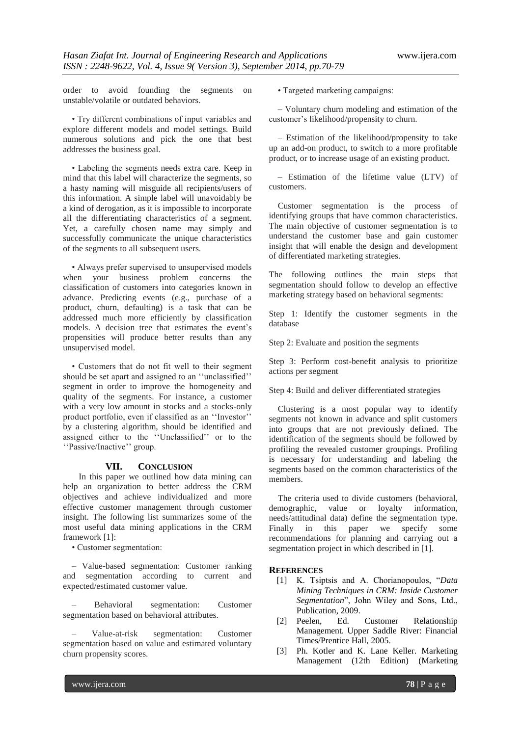order to avoid founding the segments on unstable/volatile or outdated behaviors.

• Try different combinations of input variables and explore different models and model settings. Build numerous solutions and pick the one that best addresses the business goal.

• Labeling the segments needs extra care. Keep in mind that this label will characterize the segments, so a hasty naming will misguide all recipients/users of this information. A simple label will unavoidably be a kind of derogation, as it is impossible to incorporate all the differentiating characteristics of a segment. Yet, a carefully chosen name may simply and successfully communicate the unique characteristics of the segments to all subsequent users.

• Always prefer supervised to unsupervised models when your business problem concerns the classification of customers into categories known in advance. Predicting events (e.g., purchase of a product, churn, defaulting) is a task that can be addressed much more efficiently by classification models. A decision tree that estimates the event's propensities will produce better results than any unsupervised model.

• Customers that do not fit well to their segment should be set apart and assigned to an ''unclassified'' segment in order to improve the homogeneity and quality of the segments. For instance, a customer with a very low amount in stocks and a stocks-only product portfolio, even if classified as an ''Investor'' by a clustering algorithm, should be identified and assigned either to the ''Unclassified'' or to the ''Passive/Inactive'' group.

## VII. Conclusion

In this paper we outlined how data mining can help an organization to better address the CRM objectives and achieve individualized and more effective customer management through customer insight. The following list summarizes some of the most useful data mining applications in the CRM framework [1]:

• Customer segmentation:

– Value-based segmentation: Customer ranking and segmentation according to current and expected/estimated customer value.

– Behavioral segmentation: Customer segmentation based on behavioral attributes.

– Value-at-risk segmentation: Customer segmentation based on value and estimated voluntary churn propensity scores.

• Targeted marketing campaigns:

– Voluntary churn modeling and estimation of the customer's likelihood/propensity to churn.

– Estimation of the likelihood/propensity to take up an add-on product, to switch to a more profitable product, or to increase usage of an existing product.

– Estimation of the lifetime value (LTV) of customers.

Customer segmentation is the process of identifying groups that have common characteristics. The main objective of customer segmentation is to understand the customer base and gain customer insight that will enable the design and development of differentiated marketing strategies.

The following outlines the main steps that segmentation should follow to develop an effective marketing strategy based on behavioral segments:

Step 1: Identify the customer segments in the database

Step 2: Evaluate and position the segments

Step 3: Perform cost-benefit analysis to prioritize actions per segment

Step 4: Build and deliver differentiated strategies

Clustering is a most popular way to identify segments not known in advance and split customers into groups that are not previously defined. The identification of the segments should be followed by profiling the revealed customer groupings. Profiling is necessary for understanding and labeling the segments based on the common characteristics of the members.

The criteria used to divide customers (behavioral, demographic, value or loyalty information, needs/attitudinal data) define the segmentation type. Finally in this paper we specify some recommendations for planning and carrying out a segmentation project in which described in [1].

## References

[1] K. Tsiptsis and A. Chorianopoulos, "*Data Mining Techniques in CRM: Inside Customer Segmentation*", John Wiley and Sons, Ltd., Publication, 2009.

[2] Peelen, Ed. Customer Relationship Management. Upper Saddle River: Financial Times/Prentice Hall, 2005.

[3] Ph. Kotler and K. Lane Keller. Marketing Management (12th Edition) (Marketing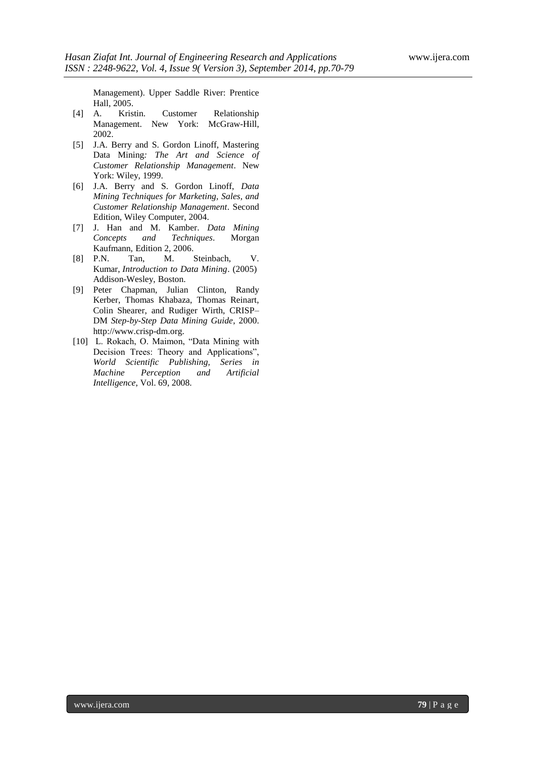Management). Upper Saddle River: Prentice Hall, 2005.

[4] A. Kristin. Customer Relationship Management. New York: McGraw-Hill, 2002.

[5] J.A. Berry and S. Gordon Linoff, Mastering Data Mining: *The Art and Science of Customer Relationship Management*. New York: Wiley, 1999.

[6] J.A. Berry and S. Gordon Linoff, *Data Mining Techniques for Marketing, Sales, and Customer Relationship Management*. Second Edition, Wiley Computer, 2004.

[7] J. Han and M. Kamber. *Data Mining Concepts and Techniques*. Morgan Kaufmann, Edition 2, 2006.

[8] P.N. Tan, M. Steinbach, V. Kumar, *Introduction to Data Mining*. (2005) Addison-Wesley, Boston.

[9] Peter Chapman, Julian Clinton, Randy Kerber, Thomas Khabaza, Thomas Reinart, Colin Shearer, and Rudiger Wirth, CRISP–DM *Step-by-Step Data Mining Guide*, 2000. http://www.crisp-dm.org.

[10] L. Rokach, O. Maimon, "Data Mining with Decision Trees: Theory and Applications", *World Scientific Publishing, Series in Machine Perception and Artificial Intelligence*, Vol. 69, 2008.